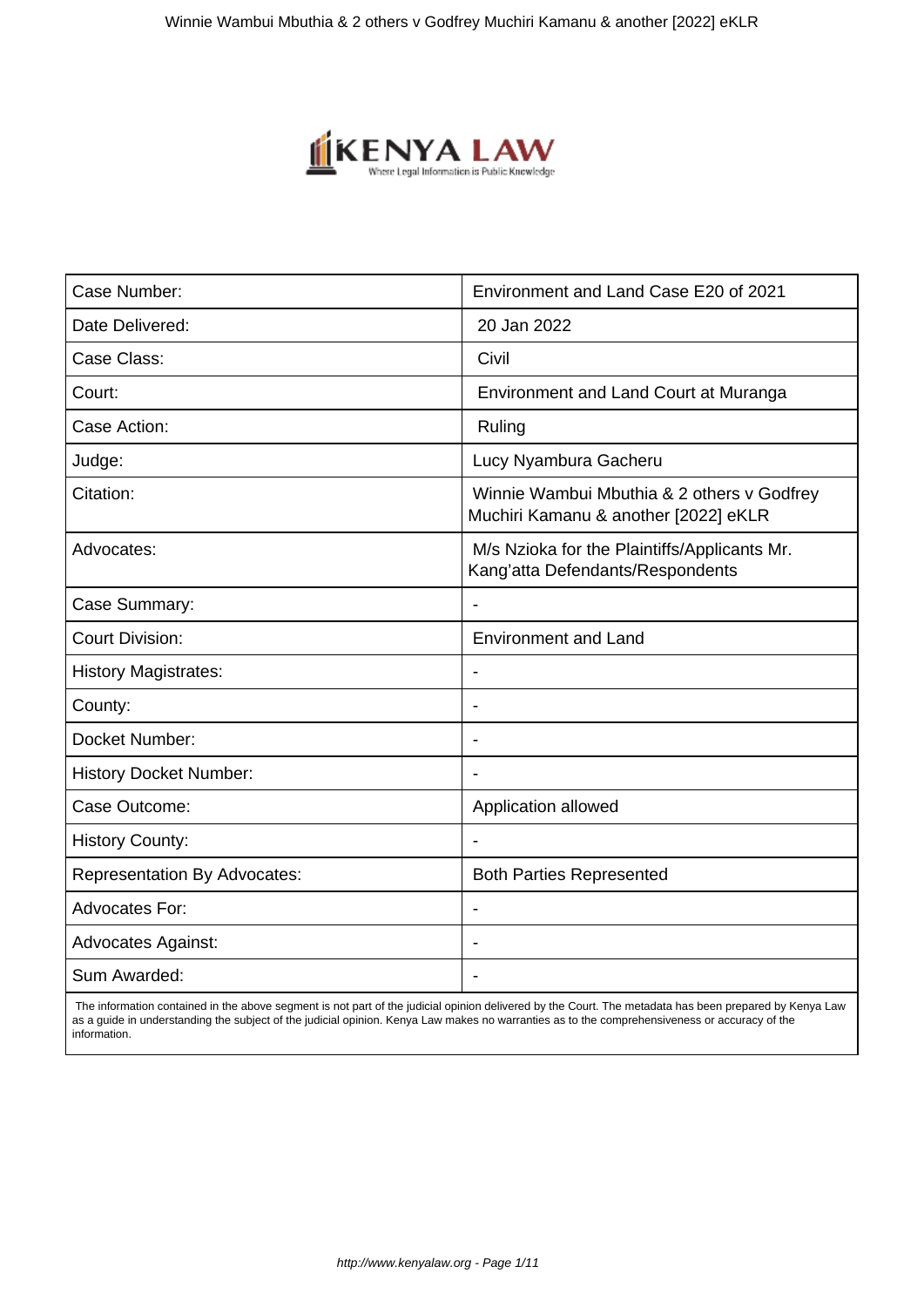| Case Number: | Environment and Land Case E20 of 2021 |
|---|---|
| Date Delivered: | 20 Jan 2022 |
| Case Class: | Civil |
| Court: | Environment and Land Court at Muranga |
| Case Action: | Ruling |
| Judge: | Lucy Nyambura Gacheru |
| Citation: | Winnie Wambui Mbuthia & 2 others v Godfrey Muchiri Kamanu & another [2022] eKLR |
| Advocates: | M/s Nzioka for the Plaintiffs/Applicants Mr. Kang'atta Defendants/Respondents |
| Case Summary: | - |
| Court Division: | Environment and Land |
| History Magistrates: | - |
| County: | - |
| Docket Number: | - |
| History Docket Number: | - |
| Case Outcome: | Application allowed |
| History County: | - |
| Representation By Advocates: | Both Parties Represented |
| Advocates For: | - |
| Advocates Against: | - |
| Sum Awarded: | - |

The information contained in the above segment is not part of the judicial opinion delivered by the Court. The metadata has been prepared by Kenya Law as a guide in understanding the subject of the judicial opinion. Kenya Law makes no warranties as to the comprehensiveness or accuracy of the information.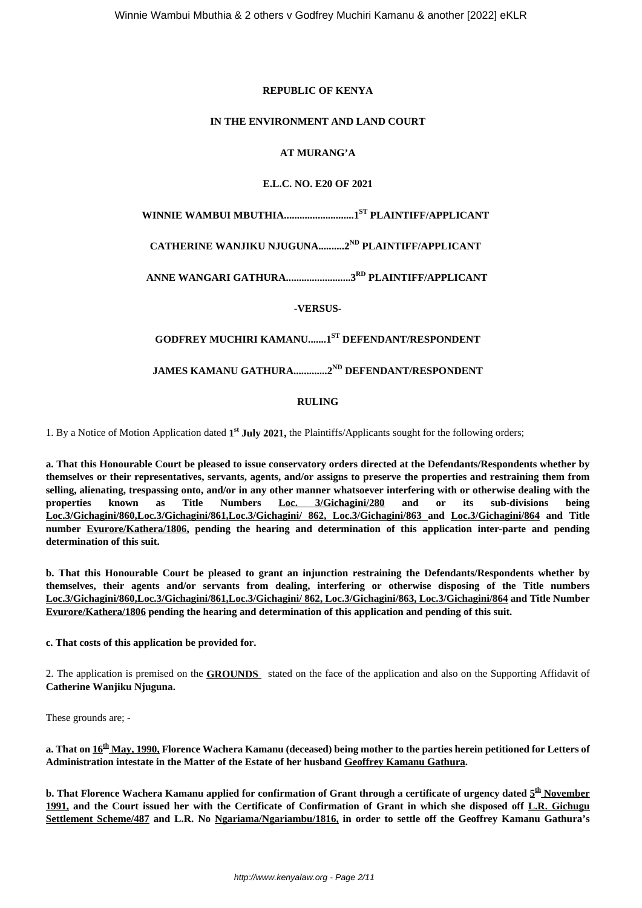**REPUBLIC OF KENYA**

**IN THE ENVIRONMENT AND LAND COURT**

**AT MURANG'A**

**E.L.C. NO. E20 OF 2021**

**WINNIE WAMBUI MBUTHIA...........................1ST PLAINTIFF/APPLICANT**

**CATHERINE WANJIKU NJUGUNA..........2ND PLAINTIFF/APPLICANT**

**ANNE WANGARI GATHURA.........................3RD PLAINTIFF/APPLICANT**

**-VERSUS-**

**GODFREY MUCHIRI KAMANU.......1ST DEFENDANT/RESPONDENT**

**JAMES KAMANU GATHURA.............2ND DEFENDANT/RESPONDENT**

**RULING**

1. By a Notice of Motion Application dated **1st July 2021,** the Plaintiffs/Applicants sought for the following orders;

**a. That this Honourable Court be pleased to issue conservatory orders directed at the Defendants/Respondents whether by themselves or their representatives, servants, agents, and/or assigns to preserve the properties and restraining them from selling, alienating, trespassing onto, and/or in any other manner whatsoever interfering with or otherwise dealing with the properties known as Title Numbers Loc. 3/Gichagini/280 and or its sub-divisions being Loc.3/Gichagini/860,Loc.3/Gichagini/861,Loc.3/Gichagini/ 862, Loc.3/Gichagini/863 and Loc.3/Gichagini/864 and Title number Evurore/Kathera/1806, pending the hearing and determination of this application inter-parte and pending determination of this suit.**

**b. That this Honourable Court be pleased to grant an injunction restraining the Defendants/Respondents whether by themselves, their agents and/or servants from dealing, interfering or otherwise disposing of the Title numbers Loc.3/Gichagini/860,Loc.3/Gichagini/861,Loc.3/Gichagini/ 862, Loc.3/Gichagini/863, Loc.3/Gichagini/864 and Title Number Evurore/Kathera/1806 pending the hearing and determination of this application and pending of this suit.**

**c. That costs of this application be provided for.**

2. The application is premised on the **GROUNDS** stated on the face of the application and also on the Supporting Affidavit of **Catherine Wanjiku Njuguna.**

These grounds are; -

**a. That on 16th May, 1990, Florence Wachera Kamanu (deceased) being mother to the parties herein petitioned for Letters of Administration intestate in the Matter of the Estate of her husband Geoffrey Kamanu Gathura.**

**b. That Florence Wachera Kamanu applied for confirmation of Grant through a certificate of urgency dated 5th November 1991, and the Court issued her with the Certificate of Confirmation of Grant in which she disposed off L.R. Gichugu Settlement Scheme/487 and L.R. No Ngariama/Ngariambu/1816, in order to settle off the Geoffrey Kamanu Gathura's**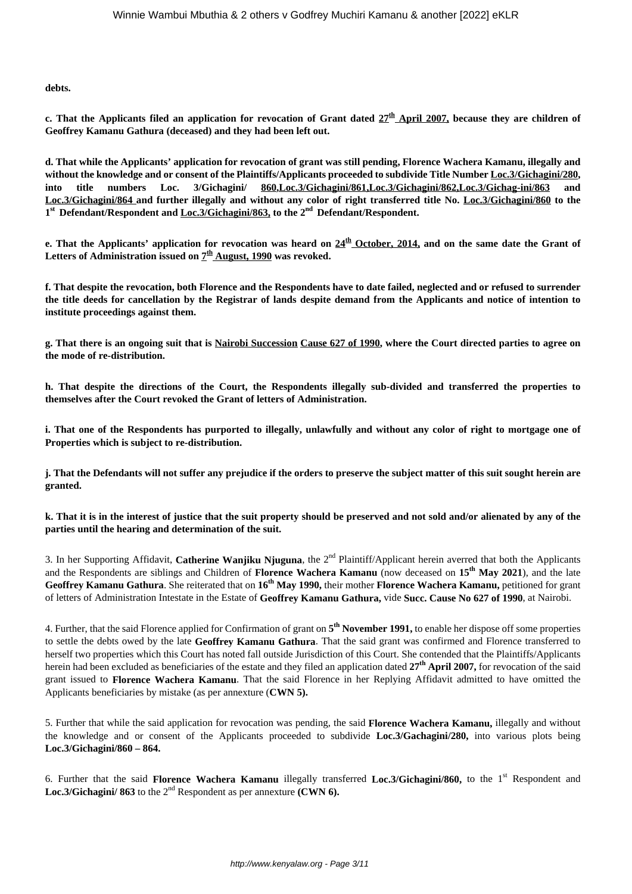**debts.**

**c. That the Applicants filed an application for revocation of Grant dated 27th April 2007, because they are children of Geoffrey Kamanu Gathura (deceased) and they had been left out.**

**d. That while the Applicants' application for revocation of grant was still pending, Florence Wachera Kamanu, illegally and without the knowledge and or consent of the Plaintiffs/Applicants proceeded to subdivide Title Number Loc.3/Gichagini/280, into title numbers Loc. 3/Gichagini/ 860,Loc.3/Gichagini/861,Loc.3/Gichagini/862,Loc.3/Gichag-ini/863 and Loc.3/Gichagini/864 and further illegally and without any color of right transferred title No. Loc.3/Gichagini/860 to the 1st Defendant/Respondent and Loc.3/Gichagini/863, to the 2nd Defendant/Respondent.**

**e. That the Applicants' application for revocation was heard on 24th October, 2014, and on the same date the Grant of Letters of Administration issued on 7th August, 1990 was revoked.**

**f. That despite the revocation, both Florence and the Respondents have to date failed, neglected and or refused to surrender the title deeds for cancellation by the Registrar of lands despite demand from the Applicants and notice of intention to institute proceedings against them.**

**g. That there is an ongoing suit that is Nairobi Succession Cause 627 of 1990, where the Court directed parties to agree on the mode of re-distribution.**

**h. That despite the directions of the Court, the Respondents illegally sub-divided and transferred the properties to themselves after the Court revoked the Grant of letters of Administration.**

**i. That one of the Respondents has purported to illegally, unlawfully and without any color of right to mortgage one of Properties which is subject to re-distribution.**

**j. That the Defendants will not suffer any prejudice if the orders to preserve the subject matter of this suit sought herein are granted.**

**k. That it is in the interest of justice that the suit property should be preserved and not sold and/or alienated by any of the parties until the hearing and determination of the suit.**

3. In her Supporting Affidavit, **Catherine Wanjiku Njuguna**, the 2nd Plaintiff/Applicant herein averred that both the Applicants and the Respondents are siblings and Children of **Florence Wachera Kamanu** (now deceased on **15th May 2021**), and the late **Geoffrey Kamanu Gathura**. She reiterated that on **16th May 1990,** their mother **Florence Wachera Kamanu,** petitioned for grant of letters of Administration Intestate in the Estate of **Geoffrey Kamanu Gathura,** vide **Succ. Cause No 627 of 1990**, at Nairobi.

4. Further, that the said Florence applied for Confirmation of grant on **5th November 1991,** to enable her dispose off some properties to settle the debts owed by the late **Geoffrey Kamanu Gathura**. That the said grant was confirmed and Florence transferred to herself two properties which this Court has noted fall outside Jurisdiction of this Court. She contended that the Plaintiffs/Applicants herein had been excluded as beneficiaries of the estate and they filed an application dated **27th April 2007,** for revocation of the said grant issued to **Florence Wachera Kamanu**. That the said Florence in her Replying Affidavit admitted to have omitted the Applicants beneficiaries by mistake (as per annexture (**CWN 5).**

5. Further that while the said application for revocation was pending, the said **Florence Wachera Kamanu,** illegally and without the knowledge and or consent of the Applicants proceeded to subdivide **Loc.3/Gachagini/280,** into various plots being **Loc.3/Gichagini/860 – 864.**

6. Further that the said **Florence Wachera Kamanu** illegally transferred **Loc.3/Gichagini/860,** to the 1st Respondent and **Loc.3/Gichagini/ 863** to the 2nd Respondent as per annexture **(CWN 6).**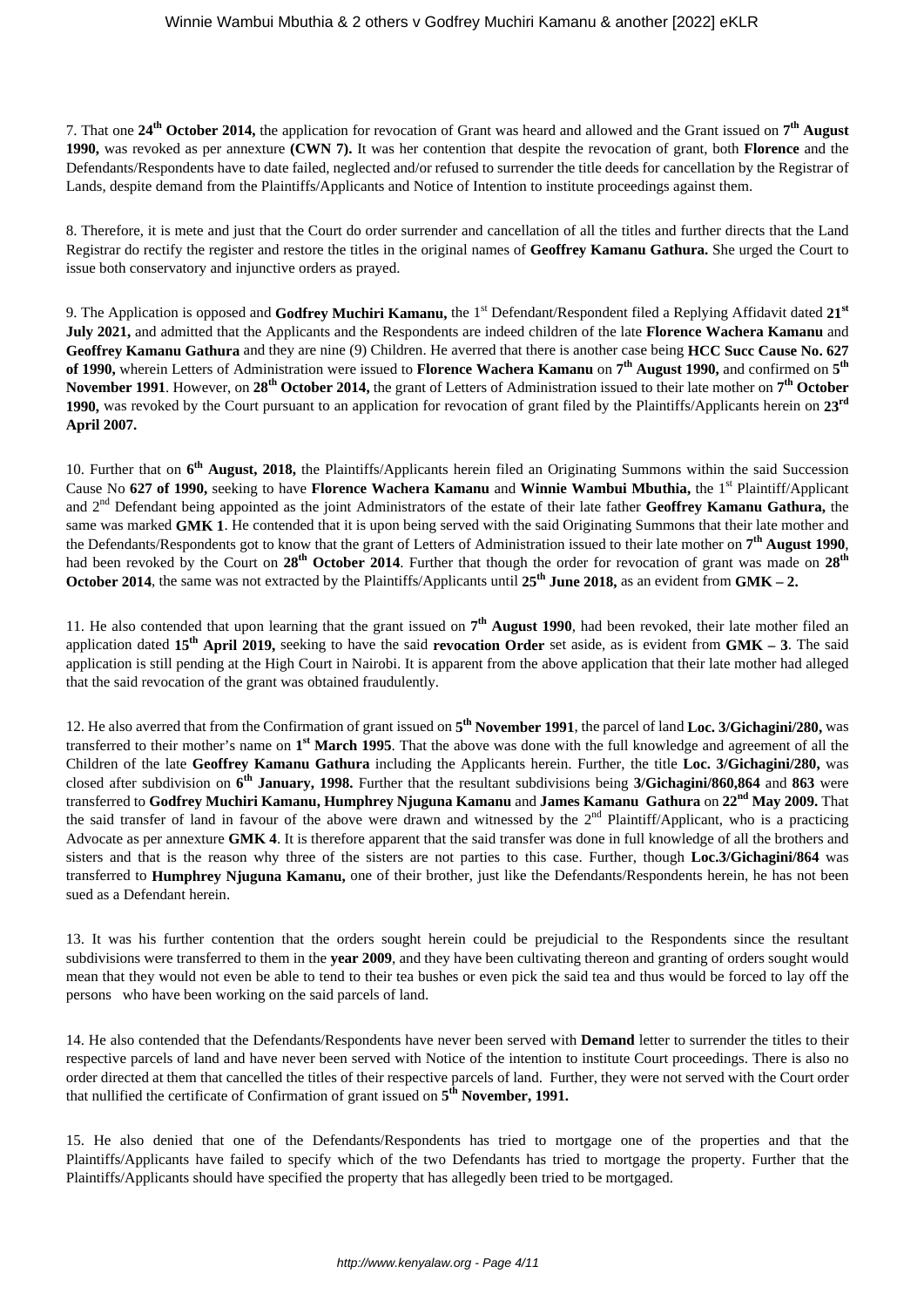7. That one **24th October 2014,** the application for revocation of Grant was heard and allowed and the Grant issued on **7th August 1990,** was revoked as per annexture **(CWN 7).** It was her contention that despite the revocation of grant, both **Florence** and the Defendants/Respondents have to date failed, neglected and/or refused to surrender the title deeds for cancellation by the Registrar of Lands, despite demand from the Plaintiffs/Applicants and Notice of Intention to institute proceedings against them.

8. Therefore, it is mete and just that the Court do order surrender and cancellation of all the titles and further directs that the Land Registrar do rectify the register and restore the titles in the original names of **Geoffrey Kamanu Gathura.** She urged the Court to issue both conservatory and injunctive orders as prayed.

9. The Application is opposed and **Godfrey Muchiri Kamanu,** the 1st Defendant/Respondent filed a Replying Affidavit dated **21st July 2021,** and admitted that the Applicants and the Respondents are indeed children of the late **Florence Wachera Kamanu** and **Geoffrey Kamanu Gathura** and they are nine (9) Children. He averred that there is another case being **HCC Succ Cause No. 627 of 1990,** wherein Letters of Administration were issued to **Florence Wachera Kamanu** on **7th August 1990,** and confirmed on **5th November 1991**. However, on **28th October 2014,** the grant of Letters of Administration issued to their late mother on **7th October 1990,** was revoked by the Court pursuant to an application for revocation of grant filed by the Plaintiffs/Applicants herein on **23rd April 2007.**

10. Further that on **6th August, 2018,** the Plaintiffs/Applicants herein filed an Originating Summons within the said Succession Cause No **627 of 1990,** seeking to have **Florence Wachera Kamanu** and **Winnie Wambui Mbuthia,** the 1st Plaintiff/Applicant and 2nd Defendant being appointed as the joint Administrators of the estate of their late father **Geoffrey Kamanu Gathura,** the same was marked **GMK 1**. He contended that it is upon being served with the said Originating Summons that their late mother and the Defendants/Respondents got to know that the grant of Letters of Administration issued to their late mother on **7th August 1990**, had been revoked by the Court on **28th October 2014**. Further that though the order for revocation of grant was made on **28th October 2014**, the same was not extracted by the Plaintiffs/Applicants until **25th June 2018,** as an evident from **GMK – 2.**

11. He also contended that upon learning that the grant issued on **7th August 1990**, had been revoked, their late mother filed an application dated **15th April 2019,** seeking to have the said **revocation Order** set aside, as is evident from **GMK – 3**. The said application is still pending at the High Court in Nairobi. It is apparent from the above application that their late mother had alleged that the said revocation of the grant was obtained fraudulently.

12. He also averred that from the Confirmation of grant issued on **5th November 1991**, the parcel of land **Loc. 3/Gichagini/280,** was transferred to their mother's name on **1st March 1995**. That the above was done with the full knowledge and agreement of all the Children of the late **Geoffrey Kamanu Gathura** including the Applicants herein. Further, the title **Loc. 3/Gichagini/280,** was closed after subdivision on **6th January, 1998.** Further that the resultant subdivisions being **3/Gichagini/860,864** and **863** were transferred to **Godfrey Muchiri Kamanu, Humphrey Njuguna Kamanu** and **James Kamanu Gathura** on **22nd May 2009.** That the said transfer of land in favour of the above were drawn and witnessed by the 2nd Plaintiff/Applicant, who is a practicing Advocate as per annexture **GMK 4**. It is therefore apparent that the said transfer was done in full knowledge of all the brothers and sisters and that is the reason why three of the sisters are not parties to this case. Further, though **Loc.3/Gichagini/864** was transferred to **Humphrey Njuguna Kamanu,** one of their brother, just like the Defendants/Respondents herein, he has not been sued as a Defendant herein.

13. It was his further contention that the orders sought herein could be prejudicial to the Respondents since the resultant subdivisions were transferred to them in the **year 2009**, and they have been cultivating thereon and granting of orders sought would mean that they would not even be able to tend to their tea bushes or even pick the said tea and thus would be forced to lay off the persons who have been working on the said parcels of land.

14. He also contended that the Defendants/Respondents have never been served with **Demand** letter to surrender the titles to their respective parcels of land and have never been served with Notice of the intention to institute Court proceedings. There is also no order directed at them that cancelled the titles of their respective parcels of land. Further, they were not served with the Court order that nullified the certificate of Confirmation of grant issued on **5th November, 1991.**

15. He also denied that one of the Defendants/Respondents has tried to mortgage one of the properties and that the Plaintiffs/Applicants have failed to specify which of the two Defendants has tried to mortgage the property. Further that the Plaintiffs/Applicants should have specified the property that has allegedly been tried to be mortgaged.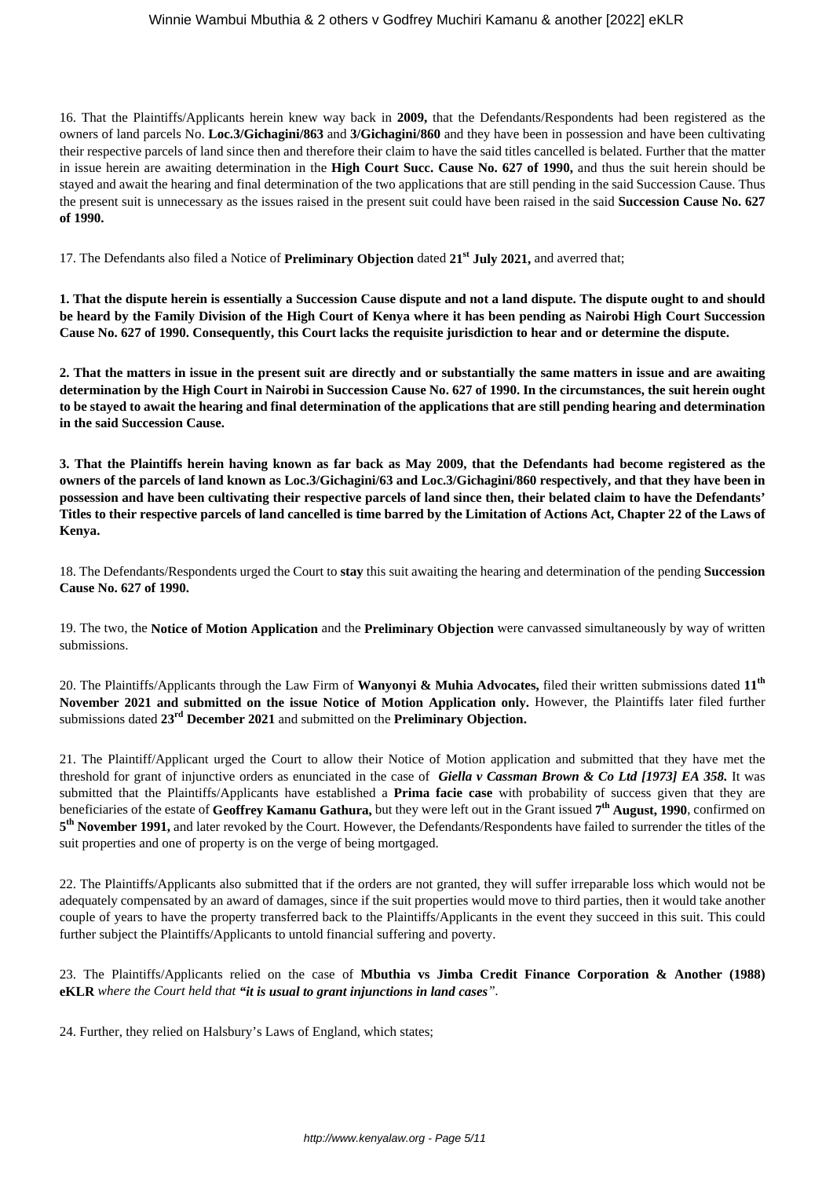16. That the Plaintiffs/Applicants herein knew way back in **2009,** that the Defendants/Respondents had been registered as the owners of land parcels No. **Loc.3/Gichagini/863** and **3/Gichagini/860** and they have been in possession and have been cultivating their respective parcels of land since then and therefore their claim to have the said titles cancelled is belated. Further that the matter in issue herein are awaiting determination in the **High Court Succ. Cause No. 627 of 1990,** and thus the suit herein should be stayed and await the hearing and final determination of the two applications that are still pending in the said Succession Cause. Thus the present suit is unnecessary as the issues raised in the present suit could have been raised in the said **Succession Cause No. 627 of 1990.**

17. The Defendants also filed a Notice of **Preliminary Objection** dated **21st July 2021,** and averred that;

**1. That the dispute herein is essentially a Succession Cause dispute and not a land dispute. The dispute ought to and should be heard by the Family Division of the High Court of Kenya where it has been pending as Nairobi High Court Succession Cause No. 627 of 1990. Consequently, this Court lacks the requisite jurisdiction to hear and or determine the dispute.**

**2. That the matters in issue in the present suit are directly and or substantially the same matters in issue and are awaiting determination by the High Court in Nairobi in Succession Cause No. 627 of 1990. In the circumstances, the suit herein ought to be stayed to await the hearing and final determination of the applications that are still pending hearing and determination in the said Succession Cause.**

**3. That the Plaintiffs herein having known as far back as May 2009, that the Defendants had become registered as the owners of the parcels of land known as Loc.3/Gichagini/63 and Loc.3/Gichagini/860 respectively, and that they have been in possession and have been cultivating their respective parcels of land since then, their belated claim to have the Defendants' Titles to their respective parcels of land cancelled is time barred by the Limitation of Actions Act, Chapter 22 of the Laws of Kenya.**

18. The Defendants/Respondents urged the Court to **stay** this suit awaiting the hearing and determination of the pending **Succession Cause No. 627 of 1990.**

19. The two, the **Notice of Motion Application** and the **Preliminary Objection** were canvassed simultaneously by way of written submissions.

20. The Plaintiffs/Applicants through the Law Firm of **Wanyonyi & Muhia Advocates,** filed their written submissions dated **11th November 2021 and submitted on the issue Notice of Motion Application only.** However, the Plaintiffs later filed further submissions dated **23rd December 2021** and submitted on the **Preliminary Objection.**

21. The Plaintiff/Applicant urged the Court to allow their Notice of Motion application and submitted that they have met the threshold for grant of injunctive orders as enunciated in the case of ***Giella v Cassman Brown & Co Ltd [1973] EA 358.*** It was submitted that the Plaintiffs/Applicants have established a **Prima facie case** with probability of success given that they are beneficiaries of the estate of **Geoffrey Kamanu Gathura,** but they were left out in the Grant issued **7th August, 1990**, confirmed on **5th November 1991,** and later revoked by the Court. However, the Defendants/Respondents have failed to surrender the titles of the suit properties and one of property is on the verge of being mortgaged.

22. The Plaintiffs/Applicants also submitted that if the orders are not granted, they will suffer irreparable loss which would not be adequately compensated by an award of damages, since if the suit properties would move to third parties, then it would take another couple of years to have the property transferred back to the Plaintiffs/Applicants in the event they succeed in this suit. This could further subject the Plaintiffs/Applicants to untold financial suffering and poverty.

23. The Plaintiffs/Applicants relied on the case of **Mbuthia vs Jimba Credit Finance Corporation & Another (1988) eKLR** *where the Court held that **"it is usual to grant injunctions in land cases"**.*

24. Further, they relied on Halsbury's Laws of England, which states;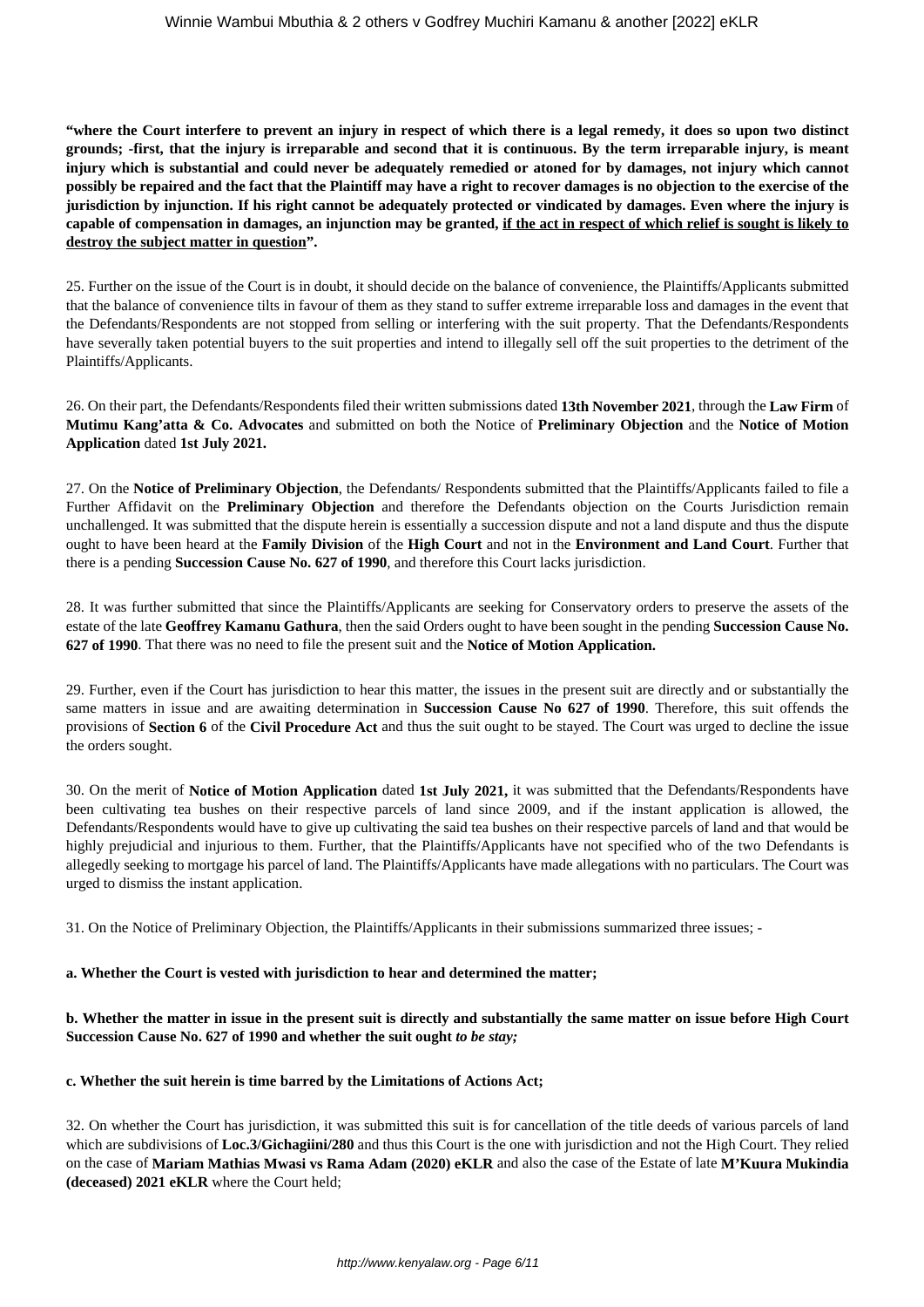**"where the Court interfere to prevent an injury in respect of which there is a legal remedy, it does so upon two distinct grounds; -first, that the injury is irreparable and second that it is continuous. By the term irreparable injury, is meant injury which is substantial and could never be adequately remedied or atoned for by damages, not injury which cannot possibly be repaired and the fact that the Plaintiff may have a right to recover damages is no objection to the exercise of the jurisdiction by injunction. If his right cannot be adequately protected or vindicated by damages. Even where the injury is capable of compensation in damages, an injunction may be granted, <u>if the act in respect of which relief is sought is likely to destroy the subject matter in question</u>".**

25. Further on the issue of the Court is in doubt, it should decide on the balance of convenience, the Plaintiffs/Applicants submitted that the balance of convenience tilts in favour of them as they stand to suffer extreme irreparable loss and damages in the event that the Defendants/Respondents are not stopped from selling or interfering with the suit property. That the Defendants/Respondents have severally taken potential buyers to the suit properties and intend to illegally sell off the suit properties to the detriment of the Plaintiffs/Applicants.

26. On their part, the Defendants/Respondents filed their written submissions dated **13th November 2021**, through the **Law Firm** of **Mutimu Kang'atta & Co. Advocates** and submitted on both the Notice of **Preliminary Objection** and the **Notice of Motion Application** dated **1st July 2021.**

27. On the **Notice of Preliminary Objection**, the Defendants/ Respondents submitted that the Plaintiffs/Applicants failed to file a Further Affidavit on the **Preliminary Objection** and therefore the Defendants objection on the Courts Jurisdiction remain unchallenged. It was submitted that the dispute herein is essentially a succession dispute and not a land dispute and thus the dispute ought to have been heard at the **Family Division** of the **High Court** and not in the **Environment and Land Court**. Further that there is a pending **Succession Cause No. 627 of 1990**, and therefore this Court lacks jurisdiction.

28. It was further submitted that since the Plaintiffs/Applicants are seeking for Conservatory orders to preserve the assets of the estate of the late **Geoffrey Kamanu Gathura**, then the said Orders ought to have been sought in the pending **Succession Cause No. 627 of 1990**. That there was no need to file the present suit and the **Notice of Motion Application.**

29. Further, even if the Court has jurisdiction to hear this matter, the issues in the present suit are directly and or substantially the same matters in issue and are awaiting determination in **Succession Cause No 627 of 1990**. Therefore, this suit offends the provisions of **Section 6** of the **Civil Procedure Act** and thus the suit ought to be stayed. The Court was urged to decline the issue the orders sought.

30. On the merit of **Notice of Motion Application** dated **1st July 2021,** it was submitted that the Defendants/Respondents have been cultivating tea bushes on their respective parcels of land since 2009, and if the instant application is allowed, the Defendants/Respondents would have to give up cultivating the said tea bushes on their respective parcels of land and that would be highly prejudicial and injurious to them. Further, that the Plaintiffs/Applicants have not specified who of the two Defendants is allegedly seeking to mortgage his parcel of land. The Plaintiffs/Applicants have made allegations with no particulars. The Court was urged to dismiss the instant application.

31. On the Notice of Preliminary Objection, the Plaintiffs/Applicants in their submissions summarized three issues; -

**a. Whether the Court is vested with jurisdiction to hear and determined the matter;**

**b. Whether the matter in issue in the present suit is directly and substantially the same matter on issue before High Court Succession Cause No. 627 of 1990 and whether the suit ought *to be stay;***

**c. Whether the suit herein is time barred by the Limitations of Actions Act;**

32. On whether the Court has jurisdiction, it was submitted this suit is for cancellation of the title deeds of various parcels of land which are subdivisions of **Loc.3/Gichagiini/280** and thus this Court is the one with jurisdiction and not the High Court. They relied on the case of **Mariam Mathias Mwasi vs Rama Adam (2020) eKLR** and also the case of the Estate of late **M'Kuura Mukindia (deceased) 2021 eKLR** where the Court held;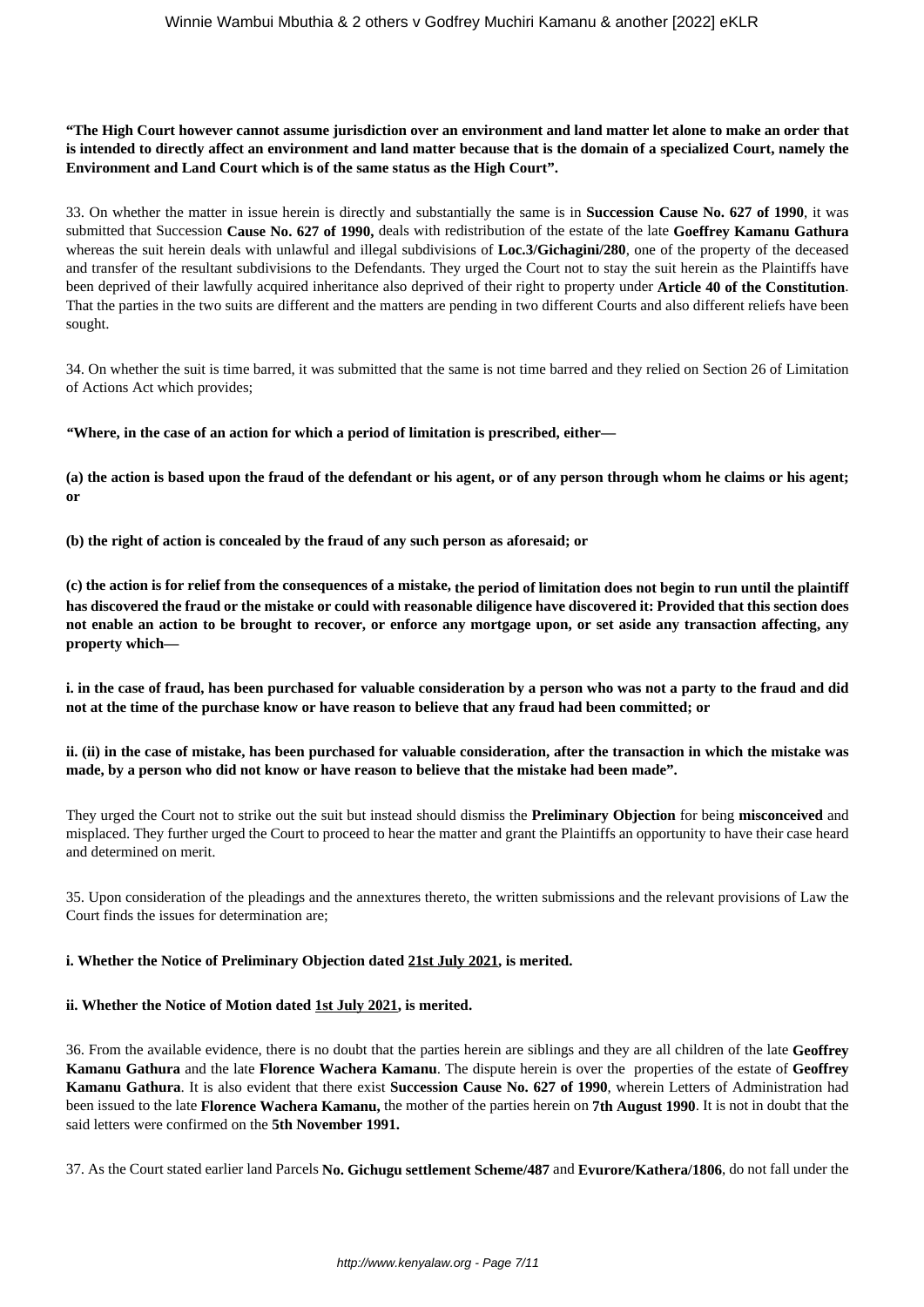**"The High Court however cannot assume jurisdiction over an environment and land matter let alone to make an order that is intended to directly affect an environment and land matter because that is the domain of a specialized Court, namely the Environment and Land Court which is of the same status as the High Court".**

33. On whether the matter in issue herein is directly and substantially the same is in **Succession Cause No. 627 of 1990**, it was submitted that Succession **Cause No. 627 of 1990,** deals with redistribution of the estate of the late **Goeffrey Kamanu Gathura** whereas the suit herein deals with unlawful and illegal subdivisions of **Loc.3/Gichagini/280**, one of the property of the deceased and transfer of the resultant subdivisions to the Defendants. They urged the Court not to stay the suit herein as the Plaintiffs have been deprived of their lawfully acquired inheritance also deprived of their right to property under **Article 40 of the Constitution**. That the parties in the two suits are different and the matters are pending in two different Courts and also different reliefs have been sought.

34. On whether the suit is time barred, it was submitted that the same is not time barred and they relied on Section 26 of Limitation of Actions Act which provides;

*"***Where, in the case of an action for which a period of limitation is prescribed, either—**

**(a) the action is based upon the fraud of the defendant or his agent, or of any person through whom he claims or his agent; or**

**(b) the right of action is concealed by the fraud of any such person as aforesaid; or**

**(c) the action is for relief from the consequences of a mistake, the period of limitation does not begin to run until the plaintiff has discovered the fraud or the mistake or could with reasonable diligence have discovered it: Provided that this section does not enable an action to be brought to recover, or enforce any mortgage upon, or set aside any transaction affecting, any property which—**

**i. in the case of fraud, has been purchased for valuable consideration by a person who was not a party to the fraud and did not at the time of the purchase know or have reason to believe that any fraud had been committed; or**

**ii. (ii) in the case of mistake, has been purchased for valuable consideration, after the transaction in which the mistake was made, by a person who did not know or have reason to believe that the mistake had been made".**

They urged the Court not to strike out the suit but instead should dismiss the **Preliminary Objection** for being **misconceived** and misplaced. They further urged the Court to proceed to hear the matter and grant the Plaintiffs an opportunity to have their case heard and determined on merit.

35. Upon consideration of the pleadings and the annextures thereto, the written submissions and the relevant provisions of Law the Court finds the issues for determination are;

**i. Whether the Notice of Preliminary Objection dated 21st July 2021, is merited.**

**ii. Whether the Notice of Motion dated 1st July 2021, is merited.**

36. From the available evidence, there is no doubt that the parties herein are siblings and they are all children of the late **Geoffrey Kamanu Gathura** and the late **Florence Wachera Kamanu**. The dispute herein is over the properties of the estate of **Geoffrey Kamanu Gathura**. It is also evident that there exist **Succession Cause No. 627 of 1990**, wherein Letters of Administration had been issued to the late **Florence Wachera Kamanu,** the mother of the parties herein on **7th August 1990**. It is not in doubt that the said letters were confirmed on the **5th November 1991.**

37. As the Court stated earlier land Parcels **No. Gichugu settlement Scheme/487** and **Evurore/Kathera/1806**, do not fall under the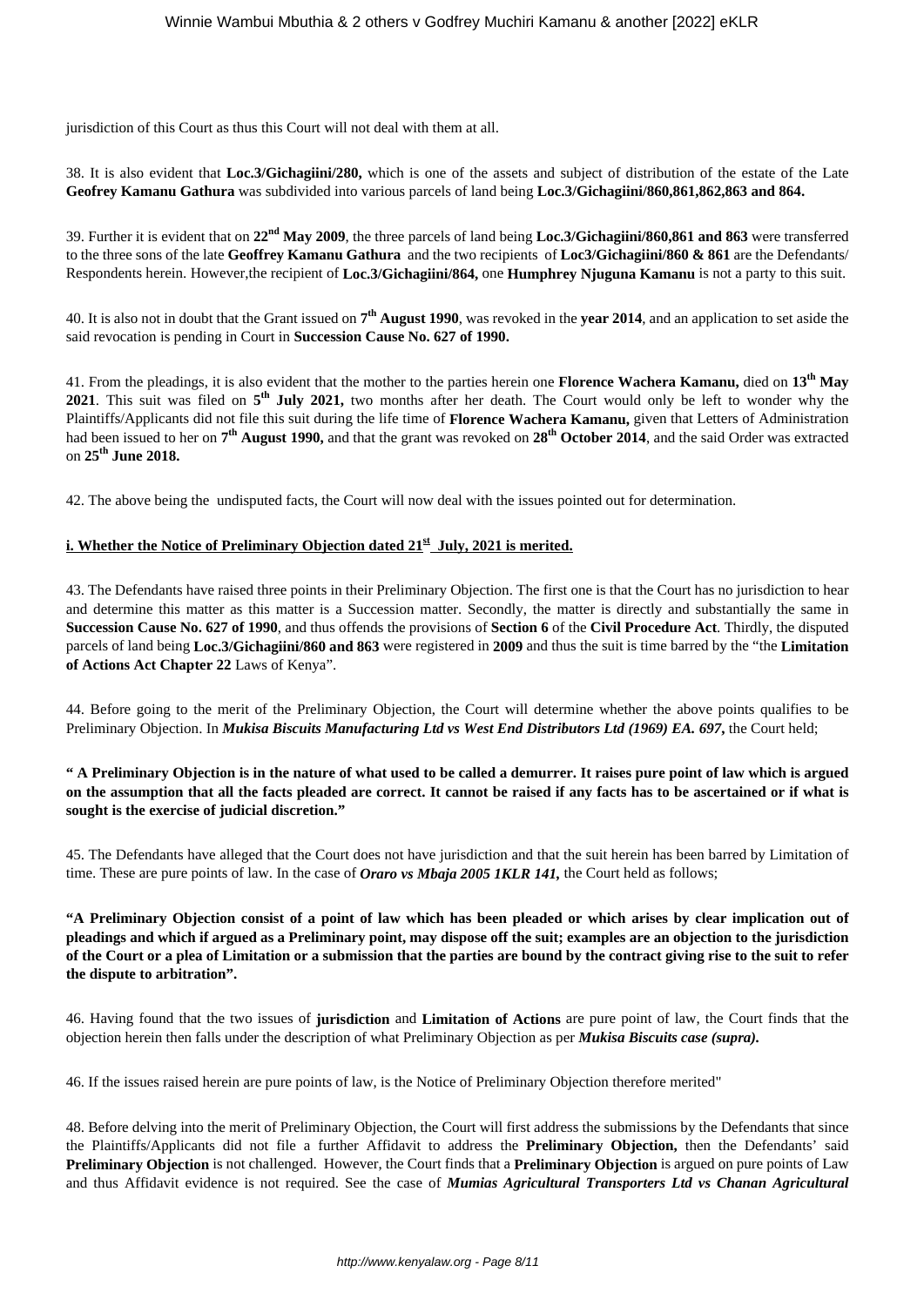jurisdiction of this Court as thus this Court will not deal with them at all.

38. It is also evident that **Loc.3/Gichagiini/280,** which is one of the assets and subject of distribution of the estate of the Late **Geofrey Kamanu Gathura** was subdivided into various parcels of land being **Loc.3/Gichagiini/860,861,862,863 and 864.**

39. Further it is evident that on **22nd May 2009**, the three parcels of land being **Loc.3/Gichagiini/860,861 and 863** were transferred to the three sons of the late **Geoffrey Kamanu Gathura** and the two recipients of **Loc3/Gichagiini/860 & 861** are the Defendants/ Respondents herein. However,the recipient of **Loc.3/Gichagiini/864,** one **Humphrey Njuguna Kamanu** is not a party to this suit.

40. It is also not in doubt that the Grant issued on **7th August 1990**, was revoked in the **year 2014**, and an application to set aside the said revocation is pending in Court in **Succession Cause No. 627 of 1990.**

41. From the pleadings, it is also evident that the mother to the parties herein one **Florence Wachera Kamanu,** died on **13th May 2021**. This suit was filed on **5th July 2021,** two months after her death. The Court would only be left to wonder why the Plaintiffs/Applicants did not file this suit during the life time of **Florence Wachera Kamanu,** given that Letters of Administration had been issued to her on **7th August 1990,** and that the grant was revoked on **28th October 2014**, and the said Order was extracted on **25th June 2018.**

42. The above being the undisputed facts, the Court will now deal with the issues pointed out for determination.

**i. Whether the Notice of Preliminary Objection dated 21st July, 2021 is merited.**

43. The Defendants have raised three points in their Preliminary Objection. The first one is that the Court has no jurisdiction to hear and determine this matter as this matter is a Succession matter. Secondly, the matter is directly and substantially the same in **Succession Cause No. 627 of 1990**, and thus offends the provisions of **Section 6** of the **Civil Procedure Act**. Thirdly, the disputed parcels of land being **Loc.3/Gichagiini/860 and 863** were registered in **2009** and thus the suit is time barred by the "the **Limitation of Actions Act Chapter 22** Laws of Kenya".

44. Before going to the merit of the Preliminary Objection, the Court will determine whether the above points qualifies to be Preliminary Objection. In ***Mukisa Biscuits Manufacturing Ltd vs West End Distributors Ltd (1969) EA. 697*,** the Court held;

**" A Preliminary Objection is in the nature of what used to be called a demurrer. It raises pure point of law which is argued on the assumption that all the facts pleaded are correct. It cannot be raised if any facts has to be ascertained or if what is sought is the exercise of judicial discretion."**

45. The Defendants have alleged that the Court does not have jurisdiction and that the suit herein has been barred by Limitation of time. These are pure points of law. In the case of ***Oraro vs Mbaja 2005 1KLR 141*,** the Court held as follows;

**"A Preliminary Objection consist of a point of law which has been pleaded or which arises by clear implication out of pleadings and which if argued as a Preliminary point, may dispose off the suit; examples are an objection to the jurisdiction of the Court or a plea of Limitation or a submission that the parties are bound by the contract giving rise to the suit to refer the dispute to arbitration".**

46. Having found that the two issues of **jurisdiction** and **Limitation of Actions** are pure point of law, the Court finds that the objection herein then falls under the description of what Preliminary Objection as per ***Mukisa Biscuits case (supra).***

46. If the issues raised herein are pure points of law, is the Notice of Preliminary Objection therefore merited"

48. Before delving into the merit of Preliminary Objection, the Court will first address the submissions by the Defendants that since the Plaintiffs/Applicants did not file a further Affidavit to address the **Preliminary Objection,** then the Defendants' said **Preliminary Objection** is not challenged. However, the Court finds that a **Preliminary Objection** is argued on pure points of Law and thus Affidavit evidence is not required. See the case of ***Mumias Agricultural Transporters Ltd vs Chanan Agricultural***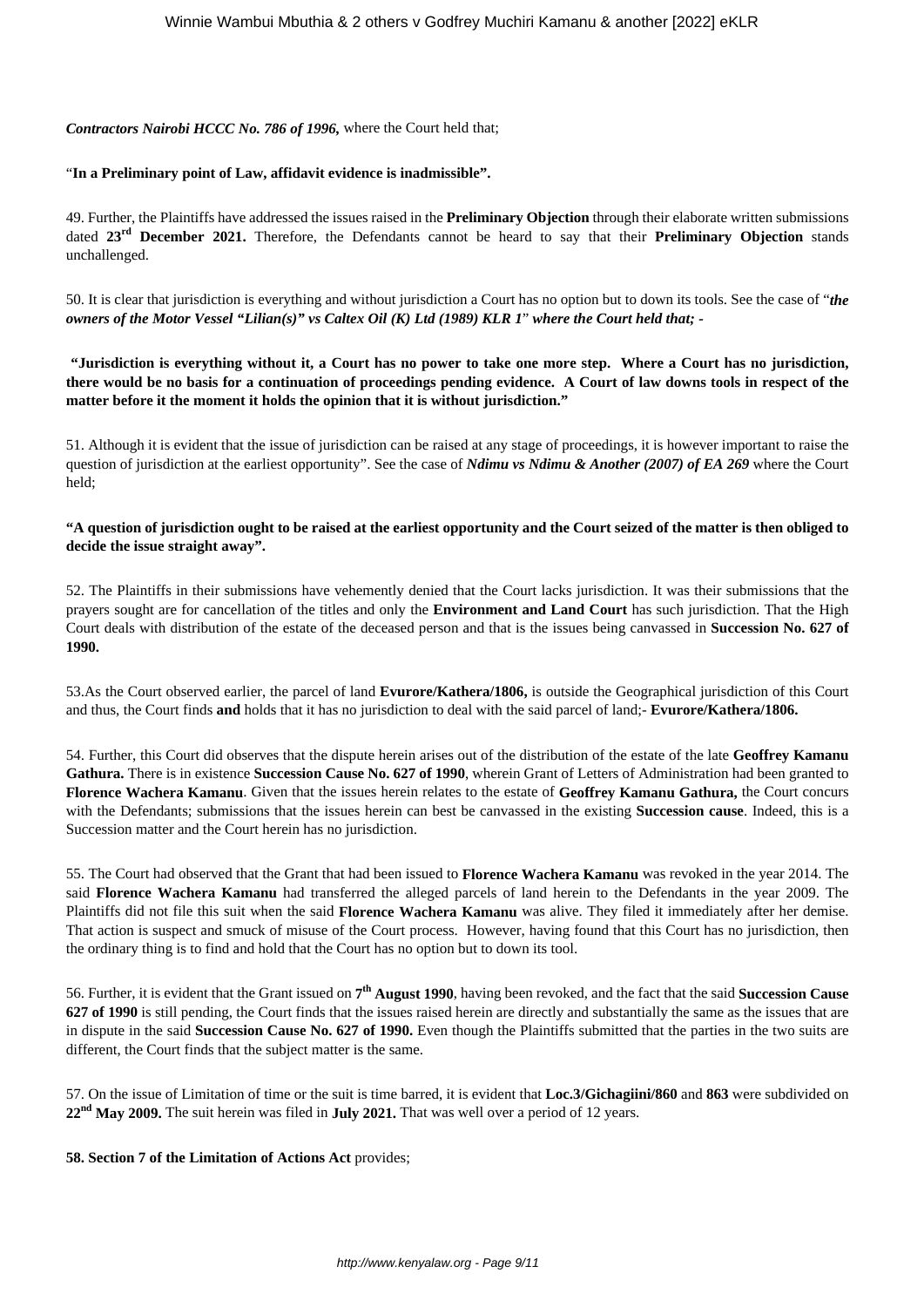***Contractors Nairobi HCCC No. 786 of 1996,*** where the Court held that;

"**In a Preliminary point of Law, affidavit evidence is inadmissible".**

49. Further, the Plaintiffs have addressed the issues raised in the **Preliminary Objection** through their elaborate written submissions dated **23rd December 2021.** Therefore, the Defendants cannot be heard to say that their **Preliminary Objection** stands unchallenged.

50. It is clear that jurisdiction is everything and without jurisdiction a Court has no option but to down its tools. See the case of "***the owners of the Motor Vessel "Lilian(s)" vs Caltex Oil (K) Ltd (1989) KLR 1" where the Court held that; -***

**"Jurisdiction is everything without it, a Court has no power to take one more step. Where a Court has no jurisdiction, there would be no basis for a continuation of proceedings pending evidence. A Court of law downs tools in respect of the matter before it the moment it holds the opinion that it is without jurisdiction."**

51. Although it is evident that the issue of jurisdiction can be raised at any stage of proceedings, it is however important to raise the question of jurisdiction at the earliest opportunity". See the case of ***Ndimu vs Ndimu & Another (2007) of EA 269*** where the Court held;

**"A question of jurisdiction ought to be raised at the earliest opportunity and the Court seized of the matter is then obliged to decide the issue straight away".**

52. The Plaintiffs in their submissions have vehemently denied that the Court lacks jurisdiction. It was their submissions that the prayers sought are for cancellation of the titles and only the **Environment and Land Court** has such jurisdiction. That the High Court deals with distribution of the estate of the deceased person and that is the issues being canvassed in **Succession No. 627 of 1990.**

53.As the Court observed earlier, the parcel of land **Evurore/Kathera/1806,** is outside the Geographical jurisdiction of this Court and thus, the Court finds **and** holds that it has no jurisdiction to deal with the said parcel of land;- **Evurore/Kathera/1806.**

54. Further, this Court did observes that the dispute herein arises out of the distribution of the estate of the late **Geoffrey Kamanu Gathura.** There is in existence **Succession Cause No. 627 of 1990**, wherein Grant of Letters of Administration had been granted to **Florence Wachera Kamanu**. Given that the issues herein relates to the estate of **Geoffrey Kamanu Gathura,** the Court concurs with the Defendants; submissions that the issues herein can best be canvassed in the existing **Succession cause**. Indeed, this is a Succession matter and the Court herein has no jurisdiction.

55. The Court had observed that the Grant that had been issued to **Florence Wachera Kamanu** was revoked in the year 2014. The said **Florence Wachera Kamanu** had transferred the alleged parcels of land herein to the Defendants in the year 2009. The Plaintiffs did not file this suit when the said **Florence Wachera Kamanu** was alive. They filed it immediately after her demise. That action is suspect and smuck of misuse of the Court process. However, having found that this Court has no jurisdiction, then the ordinary thing is to find and hold that the Court has no option but to down its tool.

56. Further, it is evident that the Grant issued on **7th August 1990**, having been revoked, and the fact that the said **Succession Cause 627 of 1990** is still pending, the Court finds that the issues raised herein are directly and substantially the same as the issues that are in dispute in the said **Succession Cause No. 627 of 1990.** Even though the Plaintiffs submitted that the parties in the two suits are different, the Court finds that the subject matter is the same.

57. On the issue of Limitation of time or the suit is time barred, it is evident that **Loc.3/Gichagiini/860** and **863** were subdivided on **22nd May 2009.** The suit herein was filed in **July 2021.** That was well over a period of 12 years.

**58. Section 7 of the Limitation of Actions Act** provides;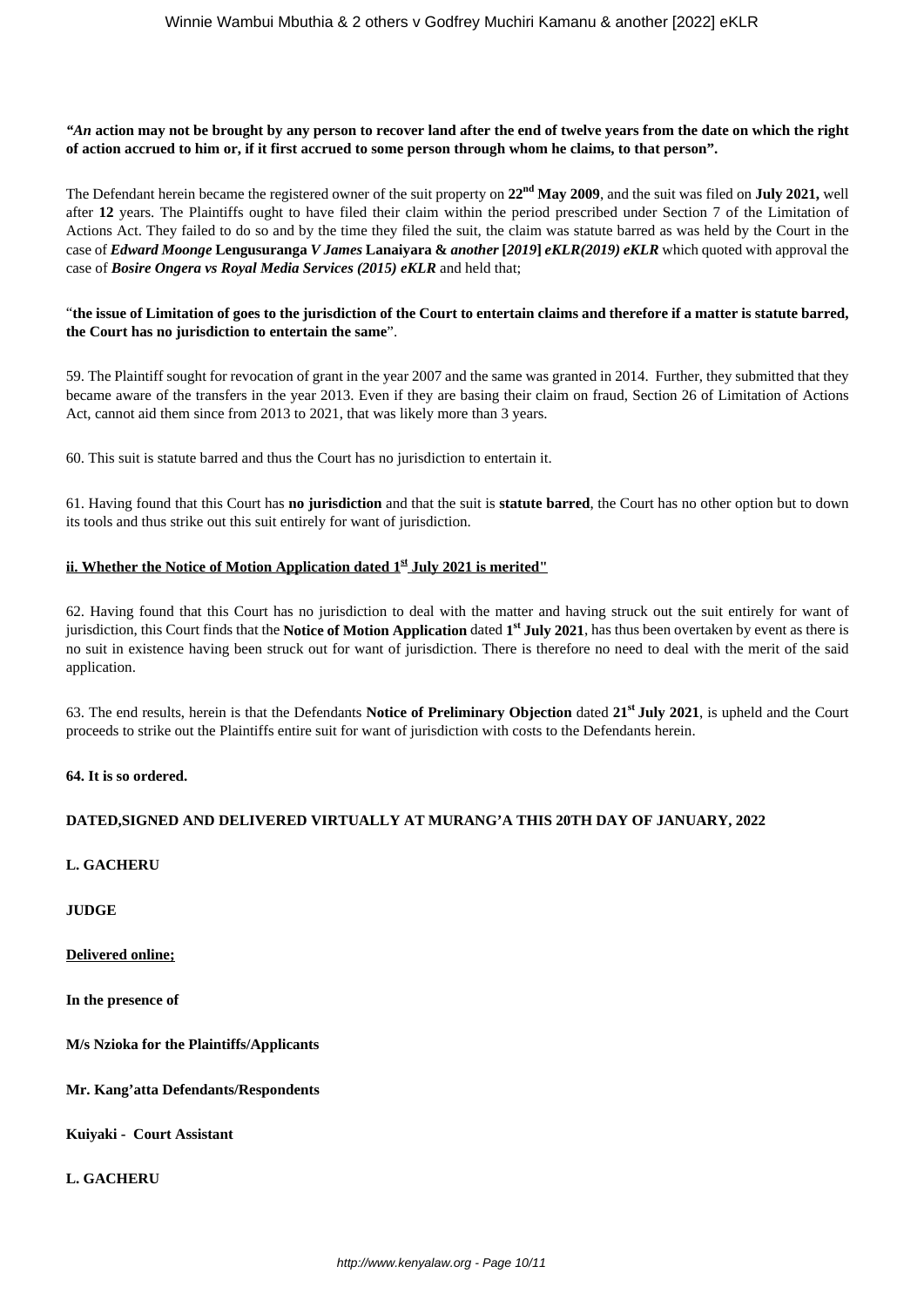***"An* action may not be brought by any person to recover land after the end of twelve years from the date on which the right of action accrued to him or, if it first accrued to some person through whom he claims, to that person".**

The Defendant herein became the registered owner of the suit property on **22nd May 2009**, and the suit was filed on **July 2021,** well after **12** years. The Plaintiffs ought to have filed their claim within the period prescribed under Section 7 of the Limitation of Actions Act. They failed to do so and by the time they filed the suit, the claim was statute barred as was held by the Court in the case of ***Edward Moonge* Lengusuranga *V James* Lanaiyara & *another* [*2019*] *eKLR(2019) eKLR*** which quoted with approval the case of ***Bosire Ongera vs Royal Media Services (2015) eKLR*** and held that;

"**the issue of Limitation of goes to the jurisdiction of the Court to entertain claims and therefore if a matter is statute barred, the Court has no jurisdiction to entertain the same**".

59. The Plaintiff sought for revocation of grant in the year 2007 and the same was granted in 2014. Further, they submitted that they became aware of the transfers in the year 2013. Even if they are basing their claim on fraud, Section 26 of Limitation of Actions Act, cannot aid them since from 2013 to 2021, that was likely more than 3 years.

60. This suit is statute barred and thus the Court has no jurisdiction to entertain it.

61. Having found that this Court has **no jurisdiction** and that the suit is **statute barred**, the Court has no other option but to down its tools and thus strike out this suit entirely for want of jurisdiction.

**ii. Whether the Notice of Motion Application dated 1st July 2021 is merited"**

62. Having found that this Court has no jurisdiction to deal with the matter and having struck out the suit entirely for want of jurisdiction, this Court finds that the **Notice of Motion Application** dated **1st July 2021**, has thus been overtaken by event as there is no suit in existence having been struck out for want of jurisdiction. There is therefore no need to deal with the merit of the said application.

63. The end results, herein is that the Defendants **Notice of Preliminary Objection** dated **21st July 2021**, is upheld and the Court proceeds to strike out the Plaintiffs entire suit for want of jurisdiction with costs to the Defendants herein.

**64. It is so ordered.**

**DATED,SIGNED AND DELIVERED VIRTUALLY AT MURANG'A THIS 20TH DAY OF JANUARY, 2022**

**L. GACHERU**

**JUDGE**

**Delivered online;**

**In the presence of**

**M/s Nzioka for the Plaintiffs/Applicants**

**Mr. Kang'atta Defendants/Respondents**

**Kuiyaki - Court Assistant**

**L. GACHERU**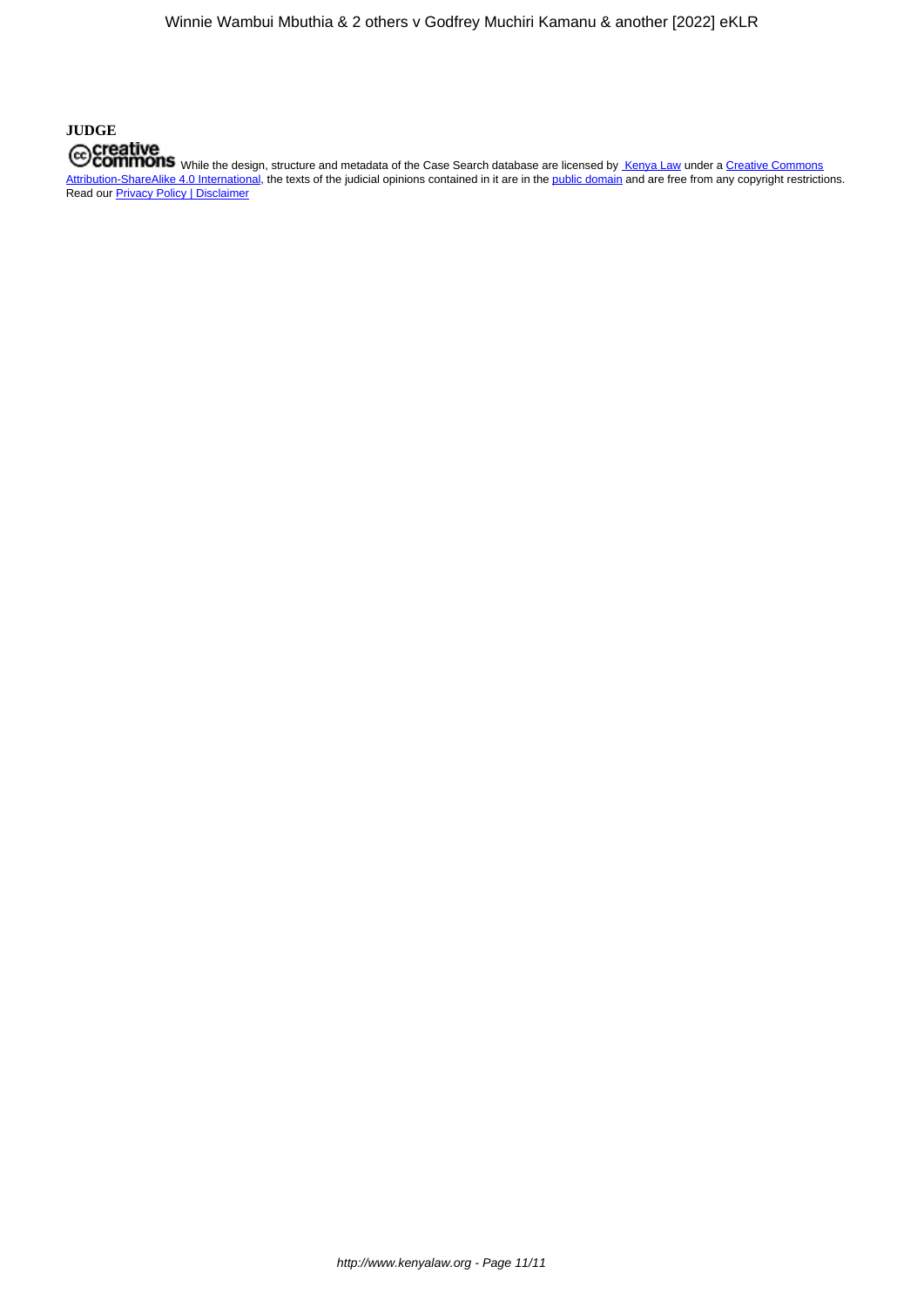**JUDGE**

creative commons While the design, structure and metadata of the Case Search database are licensed by Kenya Law under a Creative Commons Attribution-ShareAlike 4.0 International, the texts of the judicial opinions contained in it are in the public domain and are free from any copyright restrictions. Read our Privacy Policy | Disclaimer